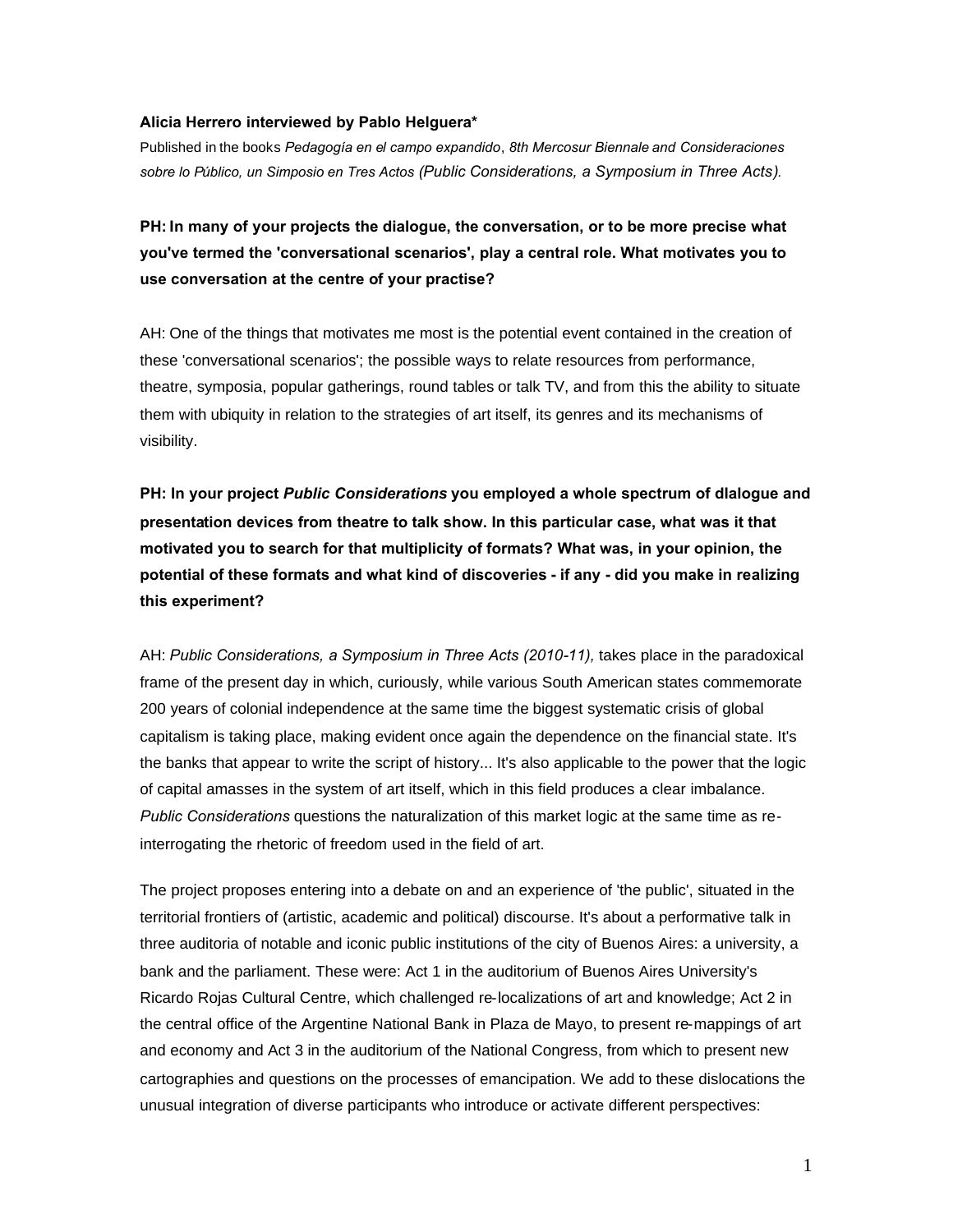**Alicia Herrero interviewed by Pablo Helguera***

Published in the books *Pedagogía en el campo expandido*, *8th Mercosur Biennale and Consideraciones sobre lo Público, un Simposio en Tres Actos (Public Considerations, a Symposium in Three Acts).*

**PH: In many of your projects the dialogue, the conversation, or to be more precise what you've termed the 'conversational scenarios', play a central role. What motivates you to use conversation at the centre of your practise?**

AH: One of the things that motivates me most is the potential event contained in the creation of these 'conversational scenarios'; the possible ways to relate resources from performance, theatre, symposia, popular gatherings, round tables or talk TV, and from this the ability to situate them with ubiquity in relation to the strategies of art itself, its genres and its mechanisms of visibility.

**PH: In your project *Public Considerations* you employed a whole spectrum of dialogue and presentation devices from theatre to talk show. In this particular case, what was it that motivated you to search for that multiplicity of formats? What was, in your opinion, the potential of these formats and what kind of discoveries - if any - did you make in realizing this experiment?**

AH: *Public Considerations, a Symposium in Three Acts (2010-11),* takes place in the paradoxical frame of the present day in which, curiously, while various South American states commemorate 200 years of colonial independence at the same time the biggest systematic crisis of global capitalism is taking place, making evident once again the dependence on the financial state. It's the banks that appear to write the script of history... It's also applicable to the power that the logic of capital amasses in the system of art itself, which in this field produces a clear imbalance. *Public Considerations* questions the naturalization of this market logic at the same time as re-interrogating the rhetoric of freedom used in the field of art.

The project proposes entering into a debate on and an experience of 'the public', situated in the territorial frontiers of (artistic, academic and political) discourse. It's about a performative talk in three auditoria of notable and iconic public institutions of the city of Buenos Aires: a university, a bank and the parliament. These were: Act 1 in the auditorium of Buenos Aires University's Ricardo Rojas Cultural Centre, which challenged re-localizations of art and knowledge; Act 2 in the central office of the Argentine National Bank in Plaza de Mayo, to present re-mappings of art and economy and Act 3 in the auditorium of the National Congress, from which to present new cartographies and questions on the processes of emancipation. We add to these dislocations the unusual integration of diverse participants who introduce or activate different perspectives: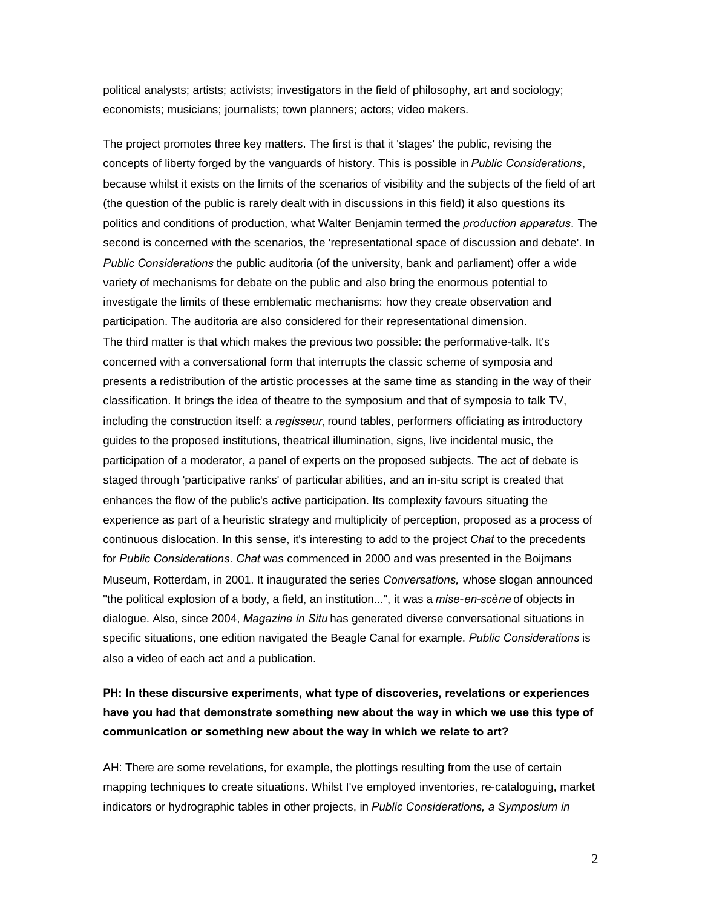political analysts; artists; activists; investigators in the field of philosophy, art and sociology; economists; musicians; journalists; town planners; actors; video makers.

The project promotes three key matters. The first is that it 'stages' the public, revising the concepts of liberty forged by the vanguards of history. This is possible in *Public Considerations*, because whilst it exists on the limits of the scenarios of visibility and the subjects of the field of art (the question of the public is rarely dealt with in discussions in this field) it also questions its politics and conditions of production, what Walter Benjamin termed the *production apparatus*. The second is concerned with the scenarios, the 'representational space of discussion and debate'. In *Public Considerations* the public auditoria (of the university, bank and parliament) offer a wide variety of mechanisms for debate on the public and also bring the enormous potential to investigate the limits of these emblematic mechanisms: how they create observation and participation. The auditoria are also considered for their representational dimension.
The third matter is that which makes the previous two possible: the performative-talk. It's concerned with a conversational form that interrupts the classic scheme of symposia and presents a redistribution of the artistic processes at the same time as standing in the way of their classification. It brings the idea of theatre to the symposium and that of symposia to talk TV, including the construction itself: a *regisseur*, round tables, performers officiating as introductory guides to the proposed institutions, theatrical illumination, signs, live incidental music, the participation of a moderator, a panel of experts on the proposed subjects. The act of debate is staged through 'participative ranks' of particular abilities, and an in-situ script is created that enhances the flow of the public's active participation. Its complexity favours situating the experience as part of a heuristic strategy and multiplicity of perception, proposed as a process of continuous dislocation. In this sense, it's interesting to add to the project *Chat* to the precedents for *Public Considerations*. *Chat* was commenced in 2000 and was presented in the Boijmans Museum, Rotterdam, in 2001. It inaugurated the series *Conversations,* whose slogan announced "the political explosion of a body, a field, an institution...", it was a *mise-en-scène* of objects in dialogue. Also, since 2004, *Magazine in Situ* has generated diverse conversational situations in specific situations, one edition navigated the Beagle Canal for example. *Public Considerations* is also a video of each act and a publication.

**PH: In these discursive experiments, what type of discoveries, revelations or experiences have you had that demonstrate something new about the way in which we use this type of communication or something new about the way in which we relate to art?**

AH: There are some revelations, for example, the plottings resulting from the use of certain mapping techniques to create situations. Whilst I've employed inventories, re-cataloguing, market indicators or hydrographic tables in other projects, in *Public Considerations, a Symposium in*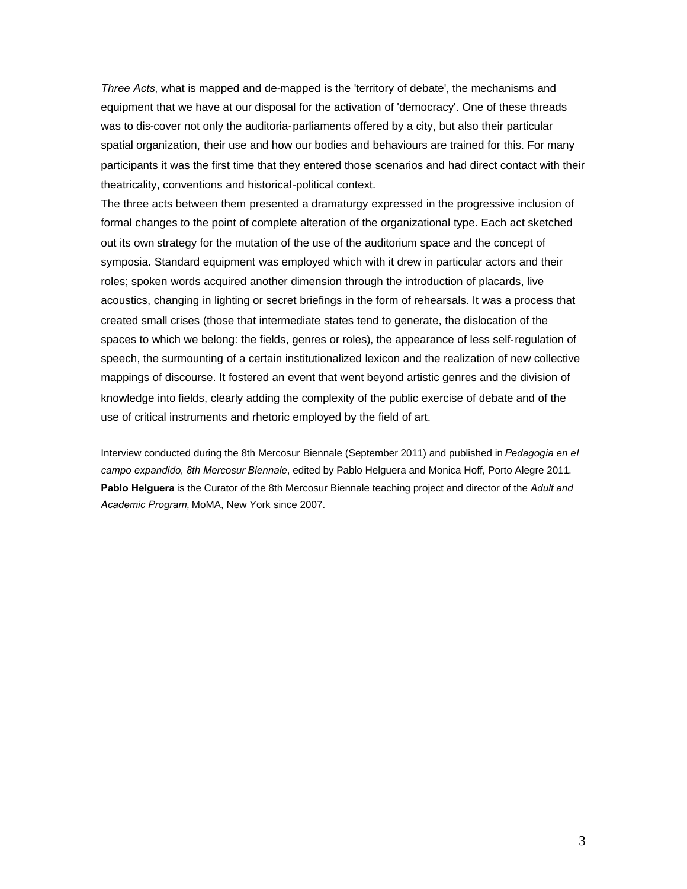*Three Acts*, what is mapped and de-mapped is the 'territory of debate', the mechanisms and equipment that we have at our disposal for the activation of 'democracy'. One of these threads was to dis-cover not only the auditoria-parliaments offered by a city, but also their particular spatial organization, their use and how our bodies and behaviours are trained for this. For many participants it was the first time that they entered those scenarios and had direct contact with their theatricality, conventions and historical-political context.

The three acts between them presented a dramaturgy expressed in the progressive inclusion of formal changes to the point of complete alteration of the organizational type. Each act sketched out its own strategy for the mutation of the use of the auditorium space and the concept of symposia. Standard equipment was employed which with it drew in particular actors and their roles; spoken words acquired another dimension through the introduction of placards, live acoustics, changing in lighting or secret briefings in the form of rehearsals. It was a process that created small crises (those that intermediate states tend to generate, the dislocation of the spaces to which we belong: the fields, genres or roles), the appearance of less self-regulation of speech, the surmounting of a certain institutionalized lexicon and the realization of new collective mappings of discourse. It fostered an event that went beyond artistic genres and the division of knowledge into fields, clearly adding the complexity of the public exercise of debate and of the use of critical instruments and rhetoric employed by the field of art.

Interview conducted during the 8th Mercosur Biennale (September 2011) and published in *Pedagogía en el campo expandido*, *8th Mercosur Biennale*, edited by Pablo Helguera and Monica Hoff, Porto Alegre 2011.
**Pablo Helguera** is the Curator of the 8th Mercosur Biennale teaching project and director of the *Adult and Academic Program,* MoMA, New York since 2007.